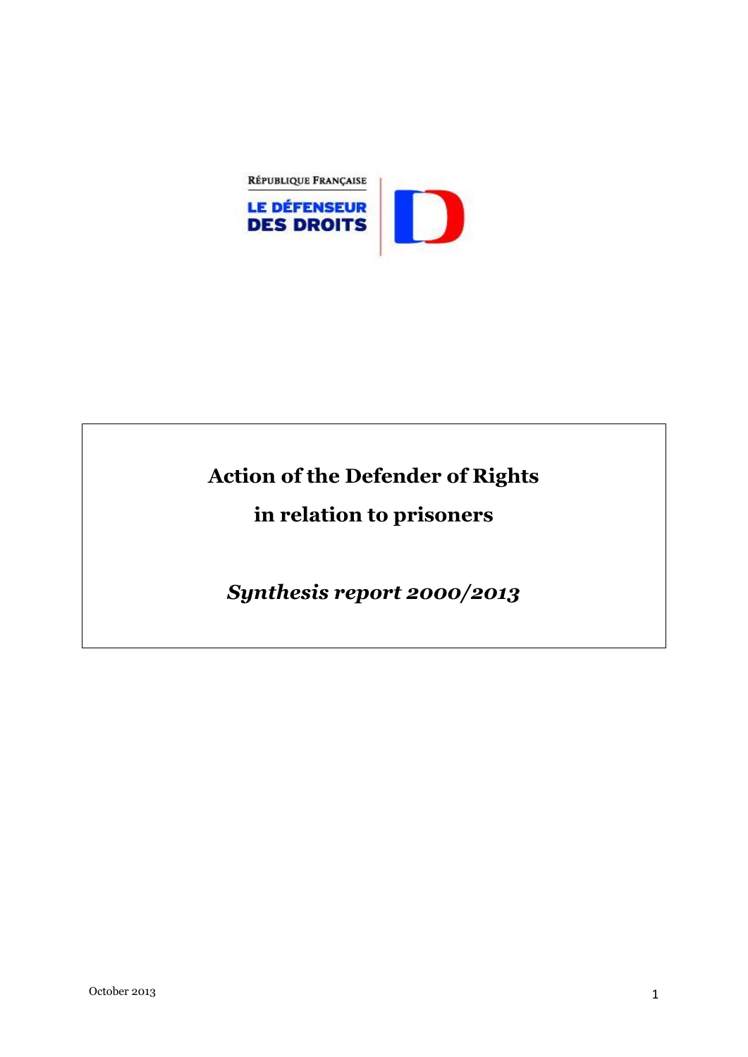RÉPUBLIQUE FRANÇAISE

LE DÉFENSEUR DES DROITS

# Action of the Defender of Rights in relation to prisoners

*Synthesis report 2000/2013*

October 2013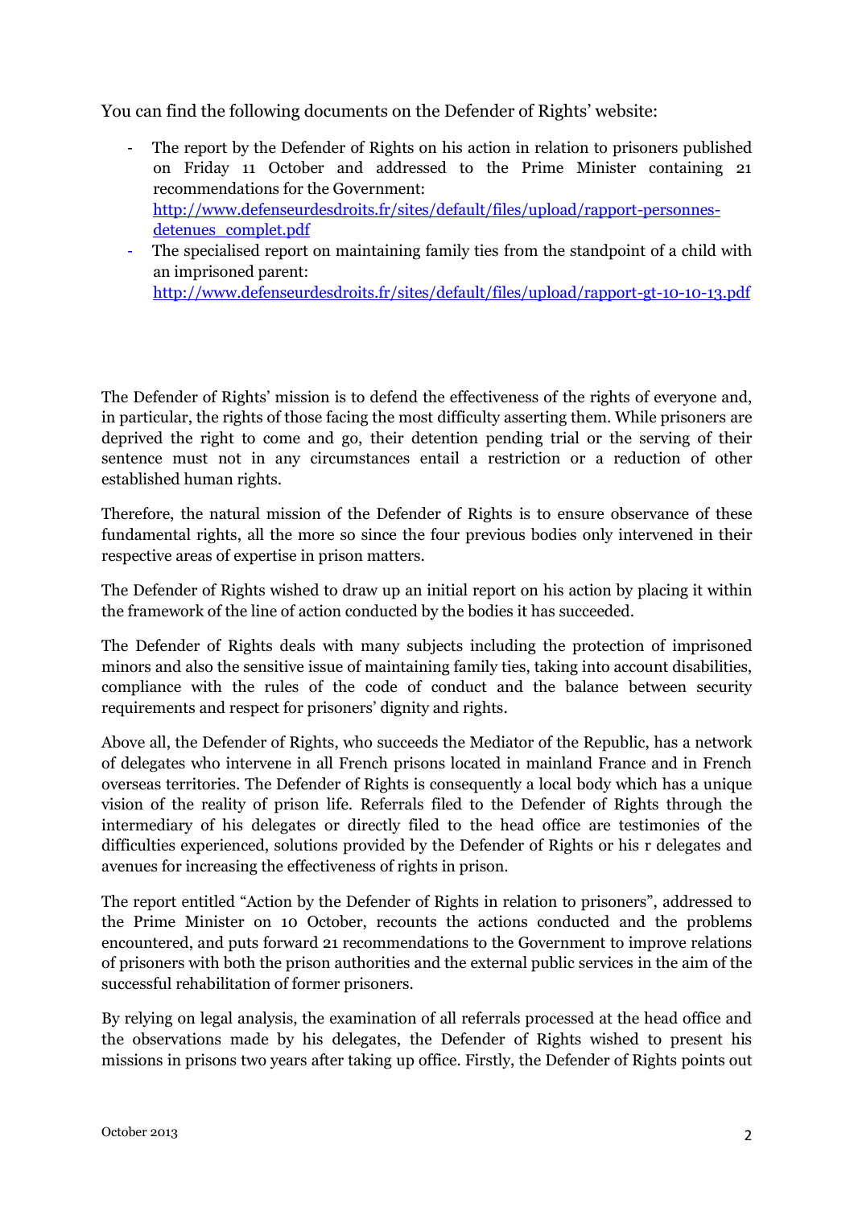You can find the following documents on the Defender of Rights' website:

- The report by the Defender of Rights on his action in relation to prisoners published on Friday 11 October and addressed to the Prime Minister containing 21 recommendations for the Government: [http://www.defenseurdesdroits.fr/sites/default/files/upload/rapport-personnes-detenues_complet.pdf](http://www.defenseurdesdroits.fr/sites/default/files/upload/rapport-personnes-detenues_complet.pdf)
- The specialised report on maintaining family ties from the standpoint of a child with an imprisoned parent: [http://www.defenseurdesdroits.fr/sites/default/files/upload/rapport-gt-10-10-13.pdf](http://www.defenseurdesdroits.fr/sites/default/files/upload/rapport-gt-10-10-13.pdf)

The Defender of Rights' mission is to defend the effectiveness of the rights of everyone and, in particular, the rights of those facing the most difficulty asserting them. While prisoners are deprived the right to come and go, their detention pending trial or the serving of their sentence must not in any circumstances entail a restriction or a reduction of other established human rights.

Therefore, the natural mission of the Defender of Rights is to ensure observance of these fundamental rights, all the more so since the four previous bodies only intervened in their respective areas of expertise in prison matters.

The Defender of Rights wished to draw up an initial report on his action by placing it within the framework of the line of action conducted by the bodies it has succeeded.

The Defender of Rights deals with many subjects including the protection of imprisoned minors and also the sensitive issue of maintaining family ties, taking into account disabilities, compliance with the rules of the code of conduct and the balance between security requirements and respect for prisoners' dignity and rights.

Above all, the Defender of Rights, who succeeds the Mediator of the Republic, has a network of delegates who intervene in all French prisons located in mainland France and in French overseas territories. The Defender of Rights is consequently a local body which has a unique vision of the reality of prison life. Referrals filed to the Defender of Rights through the intermediary of his delegates or directly filed to the head office are testimonies of the difficulties experienced, solutions provided by the Defender of Rights or his r delegates and avenues for increasing the effectiveness of rights in prison.

The report entitled "Action by the Defender of Rights in relation to prisoners", addressed to the Prime Minister on 10 October, recounts the actions conducted and the problems encountered, and puts forward 21 recommendations to the Government to improve relations of prisoners with both the prison authorities and the external public services in the aim of the successful rehabilitation of former prisoners.

By relying on legal analysis, the examination of all referrals processed at the head office and the observations made by his delegates, the Defender of Rights wished to present his missions in prisons two years after taking up office. Firstly, the Defender of Rights points out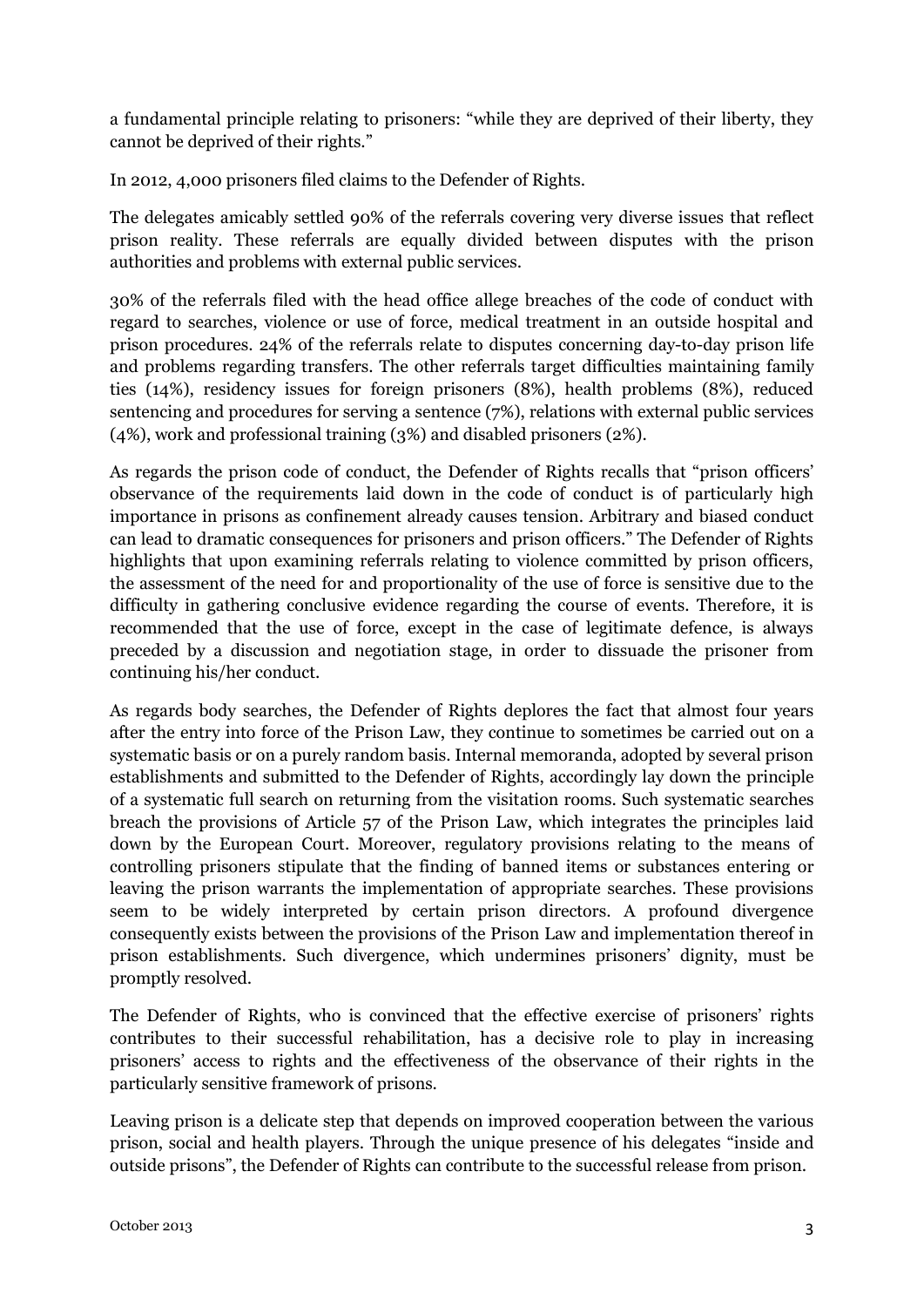a fundamental principle relating to prisoners: "while they are deprived of their liberty, they cannot be deprived of their rights."

In 2012, 4,000 prisoners filed claims to the Defender of Rights.

The delegates amicably settled 90% of the referrals covering very diverse issues that reflect prison reality. These referrals are equally divided between disputes with the prison authorities and problems with external public services.

30% of the referrals filed with the head office allege breaches of the code of conduct with regard to searches, violence or use of force, medical treatment in an outside hospital and prison procedures. 24% of the referrals relate to disputes concerning day-to-day prison life and problems regarding transfers. The other referrals target difficulties maintaining family ties (14%), residency issues for foreign prisoners (8%), health problems (8%), reduced sentencing and procedures for serving a sentence (7%), relations with external public services (4%), work and professional training (3%) and disabled prisoners (2%).

As regards the prison code of conduct, the Defender of Rights recalls that "prison officers' observance of the requirements laid down in the code of conduct is of particularly high importance in prisons as confinement already causes tension. Arbitrary and biased conduct can lead to dramatic consequences for prisoners and prison officers." The Defender of Rights highlights that upon examining referrals relating to violence committed by prison officers, the assessment of the need for and proportionality of the use of force is sensitive due to the difficulty in gathering conclusive evidence regarding the course of events. Therefore, it is recommended that the use of force, except in the case of legitimate defence, is always preceded by a discussion and negotiation stage, in order to dissuade the prisoner from continuing his/her conduct.

As regards body searches, the Defender of Rights deplores the fact that almost four years after the entry into force of the Prison Law, they continue to sometimes be carried out on a systematic basis or on a purely random basis. Internal memoranda, adopted by several prison establishments and submitted to the Defender of Rights, accordingly lay down the principle of a systematic full search on returning from the visitation rooms. Such systematic searches breach the provisions of Article 57 of the Prison Law, which integrates the principles laid down by the European Court. Moreover, regulatory provisions relating to the means of controlling prisoners stipulate that the finding of banned items or substances entering or leaving the prison warrants the implementation of appropriate searches. These provisions seem to be widely interpreted by certain prison directors. A profound divergence consequently exists between the provisions of the Prison Law and implementation thereof in prison establishments. Such divergence, which undermines prisoners' dignity, must be promptly resolved.

The Defender of Rights, who is convinced that the effective exercise of prisoners' rights contributes to their successful rehabilitation, has a decisive role to play in increasing prisoners' access to rights and the effectiveness of the observance of their rights in the particularly sensitive framework of prisons.

Leaving prison is a delicate step that depends on improved cooperation between the various prison, social and health players. Through the unique presence of his delegates "inside and outside prisons", the Defender of Rights can contribute to the successful release from prison.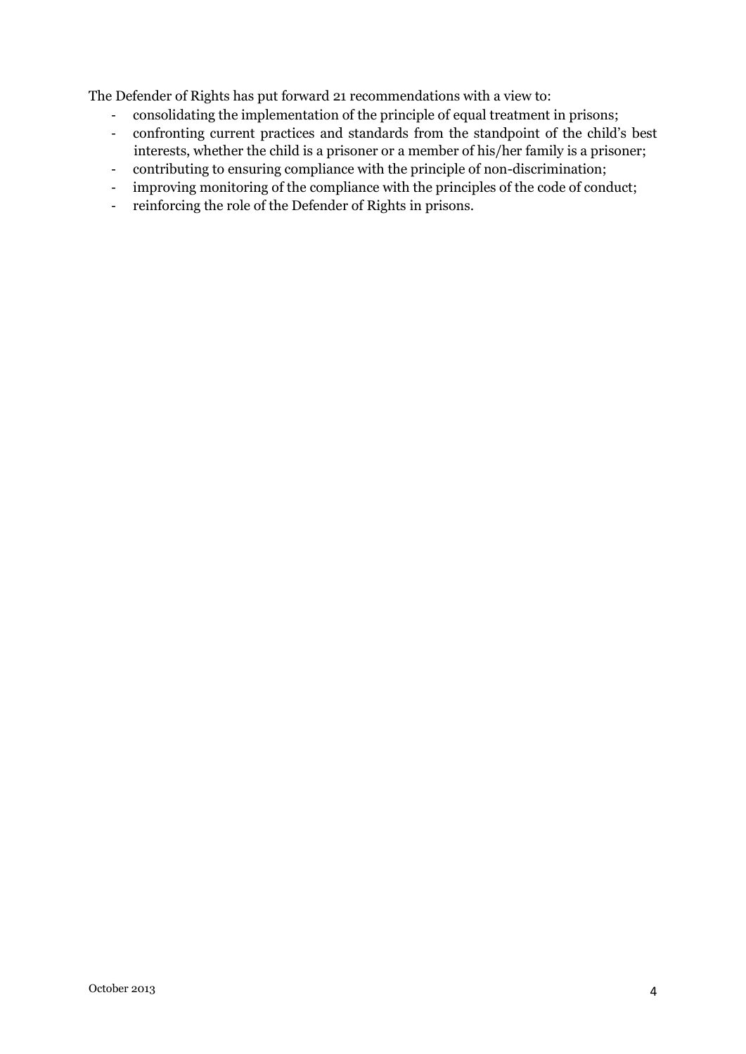The Defender of Rights has put forward 21 recommendations with a view to:

- consolidating the implementation of the principle of equal treatment in prisons;
- confronting current practices and standards from the standpoint of the child's best interests, whether the child is a prisoner or a member of his/her family is a prisoner;
- contributing to ensuring compliance with the principle of non-discrimination;
- improving monitoring of the compliance with the principles of the code of conduct;
- reinforcing the role of the Defender of Rights in prisons.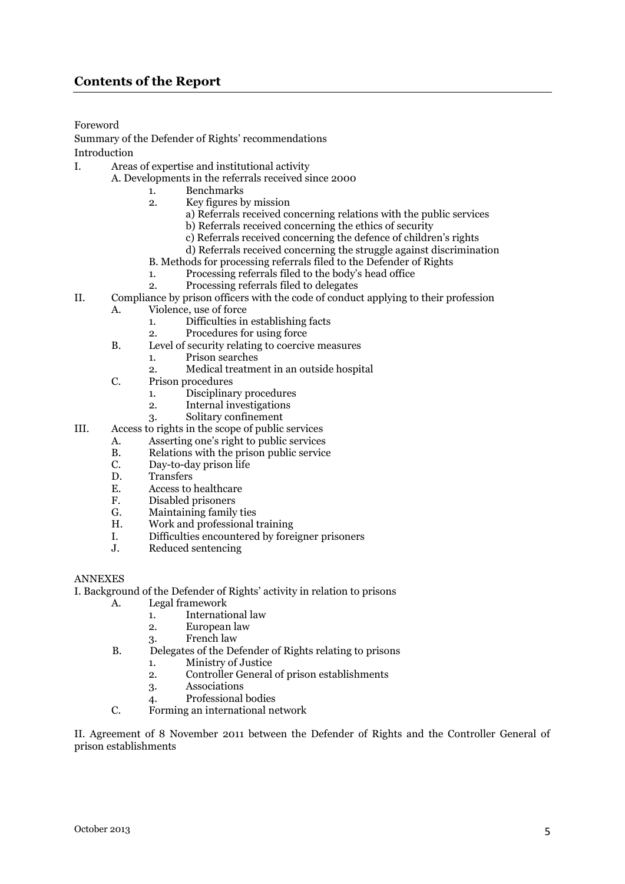## Contents of the Report

Foreword

Summary of the Defender of Rights' recommendations

Introduction

I. Areas of expertise and institutional activity
    - A. Developments in the referrals received since 2000
        1. Benchmarks
        2. Key figures by mission
            - a) Referrals received concerning relations with the public services
            - b) Referrals received concerning the ethics of security
            - c) Referrals received concerning the defence of children's rights
            - d) Referrals received concerning the struggle against discrimination
    - B. Methods for processing referrals filed to the Defender of Rights
        1. Processing referrals filed to the body's head office
        2. Processing referrals filed to delegates

II. Compliance by prison officers with the code of conduct applying to their profession
    - A. Violence, use of force
        1. Difficulties in establishing facts
        2. Procedures for using force
    - B. Level of security relating to coercive measures
        1. Prison searches
        2. Medical treatment in an outside hospital
    - C. Prison procedures
        1. Disciplinary procedures
        2. Internal investigations
        3. Solitary confinement

III. Access to rights in the scope of public services
    - A. Asserting one's right to public services
    - B. Relations with the prison public service
    - C. Day-to-day prison life
    - D. Transfers
    - E. Access to healthcare
    - F. Disabled prisoners
    - G. Maintaining family ties
    - H. Work and professional training
    - I. Difficulties encountered by foreigner prisoners
    - J. Reduced sentencing

ANNEXES

I. Background of the Defender of Rights' activity in relation to prisons
    - A. Legal framework
        1. International law
        2. European law
        3. French law
    - B. Delegates of the Defender of Rights relating to prisons
        1. Ministry of Justice
        2. Controller General of prison establishments
        3. Associations
        4. Professional bodies
    - C. Forming an international network

II. Agreement of 8 November 2011 between the Defender of Rights and the Controller General of prison establishments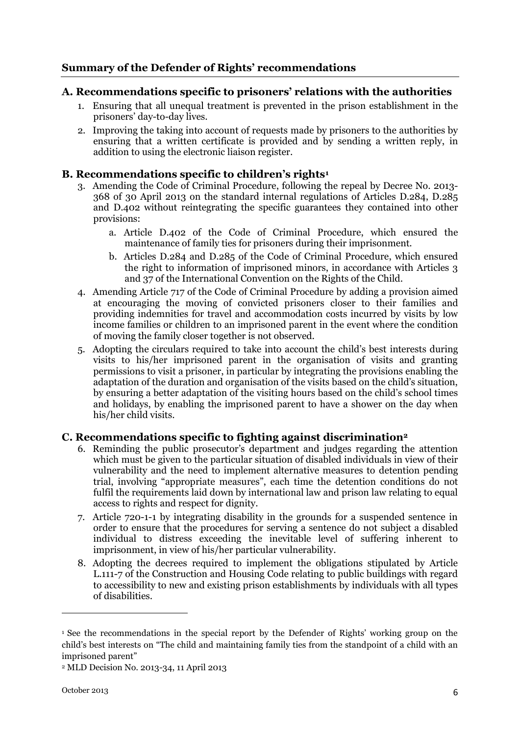## Summary of the Defender of Rights' recommendations

### A. Recommendations specific to prisoners' relations with the authorities

1. Ensuring that all unequal treatment is prevented in the prison establishment in the prisoners' day-to-day lives.
2. Improving the taking into account of requests made by prisoners to the authorities by ensuring that a written certificate is provided and by sending a written reply, in addition to using the electronic liaison register.

### B. Recommendations specific to children's rights[1]

3. Amending the Code of Criminal Procedure, following the repeal by Decree No. 2013-368 of 30 April 2013 on the standard internal regulations of Articles D.284, D.285 and D.402 without reintegrating the specific guarantees they contained into other provisions:
   a. Article D.402 of the Code of Criminal Procedure, which ensured the maintenance of family ties for prisoners during their imprisonment.
   b. Articles D.284 and D.285 of the Code of Criminal Procedure, which ensured the right to information of imprisoned minors, in accordance with Articles 3 and 37 of the International Convention on the Rights of the Child.
4. Amending Article 717 of the Code of Criminal Procedure by adding a provision aimed at encouraging the moving of convicted prisoners closer to their families and providing indemnities for travel and accommodation costs incurred by visits by low income families or children to an imprisoned parent in the event where the condition of moving the family closer together is not observed.
5. Adopting the circulars required to take into account the child's best interests during visits to his/her imprisoned parent in the organisation of visits and granting permissions to visit a prisoner, in particular by integrating the provisions enabling the adaptation of the duration and organisation of the visits based on the child's situation, by ensuring a better adaptation of the visiting hours based on the child's school times and holidays, by enabling the imprisoned parent to have a shower on the day when his/her child visits.

### C. Recommendations specific to fighting against discrimination[2]

6. Reminding the public prosecutor's department and judges regarding the attention which must be given to the particular situation of disabled individuals in view of their vulnerability and the need to implement alternative measures to detention pending trial, involving "appropriate measures", each time the detention conditions do not fulfil the requirements laid down by international law and prison law relating to equal access to rights and respect for dignity.
7. Article 720-1-1 by integrating disability in the grounds for a suspended sentence in order to ensure that the procedures for serving a sentence do not subject a disabled individual to distress exceeding the inevitable level of suffering inherent to imprisonment, in view of his/her particular vulnerability.
8. Adopting the decrees required to implement the obligations stipulated by Article L.111-7 of the Construction and Housing Code relating to public buildings with regard to accessibility to new and existing prison establishments by individuals with all types of disabilities.

---

[1] See the recommendations in the special report by the Defender of Rights' working group on the child's best interests on "The child and maintaining family ties from the standpoint of a child with an imprisoned parent"

[2] MLD Decision No. 2013-34, 11 April 2013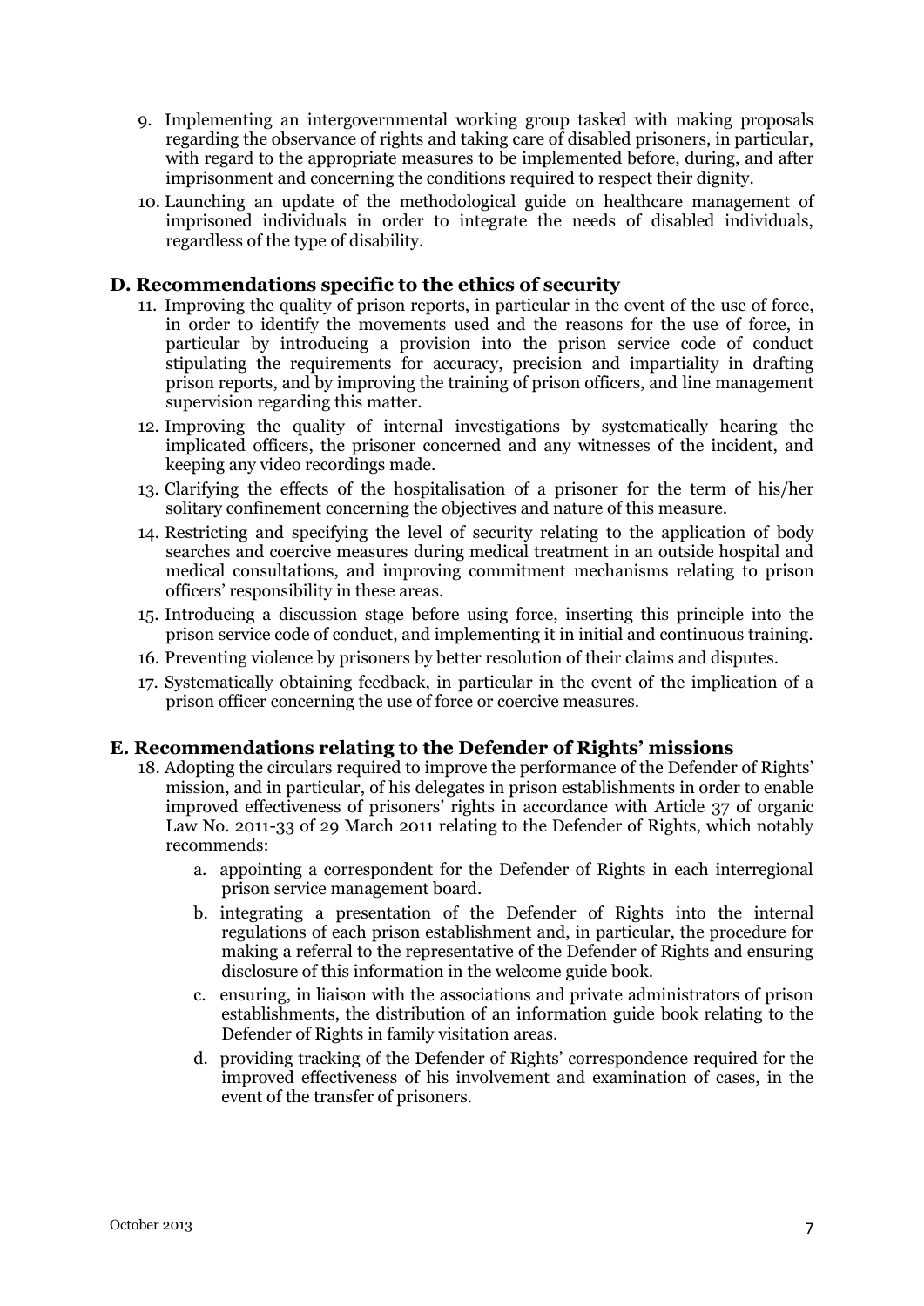9. Implementing an intergovernmental working group tasked with making proposals regarding the observance of rights and taking care of disabled prisoners, in particular, with regard to the appropriate measures to be implemented before, during, and after imprisonment and concerning the conditions required to respect their dignity.
10. Launching an update of the methodological guide on healthcare management of imprisoned individuals in order to integrate the needs of disabled individuals, regardless of the type of disability.

## D. Recommendations specific to the ethics of security

11. Improving the quality of prison reports, in particular in the event of the use of force, in order to identify the movements used and the reasons for the use of force, in particular by introducing a provision into the prison service code of conduct stipulating the requirements for accuracy, precision and impartiality in drafting prison reports, and by improving the training of prison officers, and line management supervision regarding this matter.
12. Improving the quality of internal investigations by systematically hearing the implicated officers, the prisoner concerned and any witnesses of the incident, and keeping any video recordings made.
13. Clarifying the effects of the hospitalisation of a prisoner for the term of his/her solitary confinement concerning the objectives and nature of this measure.
14. Restricting and specifying the level of security relating to the application of body searches and coercive measures during medical treatment in an outside hospital and medical consultations, and improving commitment mechanisms relating to prison officers' responsibility in these areas.
15. Introducing a discussion stage before using force, inserting this principle into the prison service code of conduct, and implementing it in initial and continuous training.
16. Preventing violence by prisoners by better resolution of their claims and disputes.
17. Systematically obtaining feedback, in particular in the event of the implication of a prison officer concerning the use of force or coercive measures.

## E. Recommendations relating to the Defender of Rights' missions

18. Adopting the circulars required to improve the performance of the Defender of Rights' mission, and in particular, of his delegates in prison establishments in order to enable improved effectiveness of prisoners' rights in accordance with Article 37 of organic Law No. 2011-33 of 29 March 2011 relating to the Defender of Rights, which notably recommends:
    a. appointing a correspondent for the Defender of Rights in each interregional prison service management board.
    b. integrating a presentation of the Defender of Rights into the internal regulations of each prison establishment and, in particular, the procedure for making a referral to the representative of the Defender of Rights and ensuring disclosure of this information in the welcome guide book.
    c. ensuring, in liaison with the associations and private administrators of prison establishments, the distribution of an information guide book relating to the Defender of Rights in family visitation areas.
    d. providing tracking of the Defender of Rights' correspondence required for the improved effectiveness of his involvement and examination of cases, in the event of the transfer of prisoners.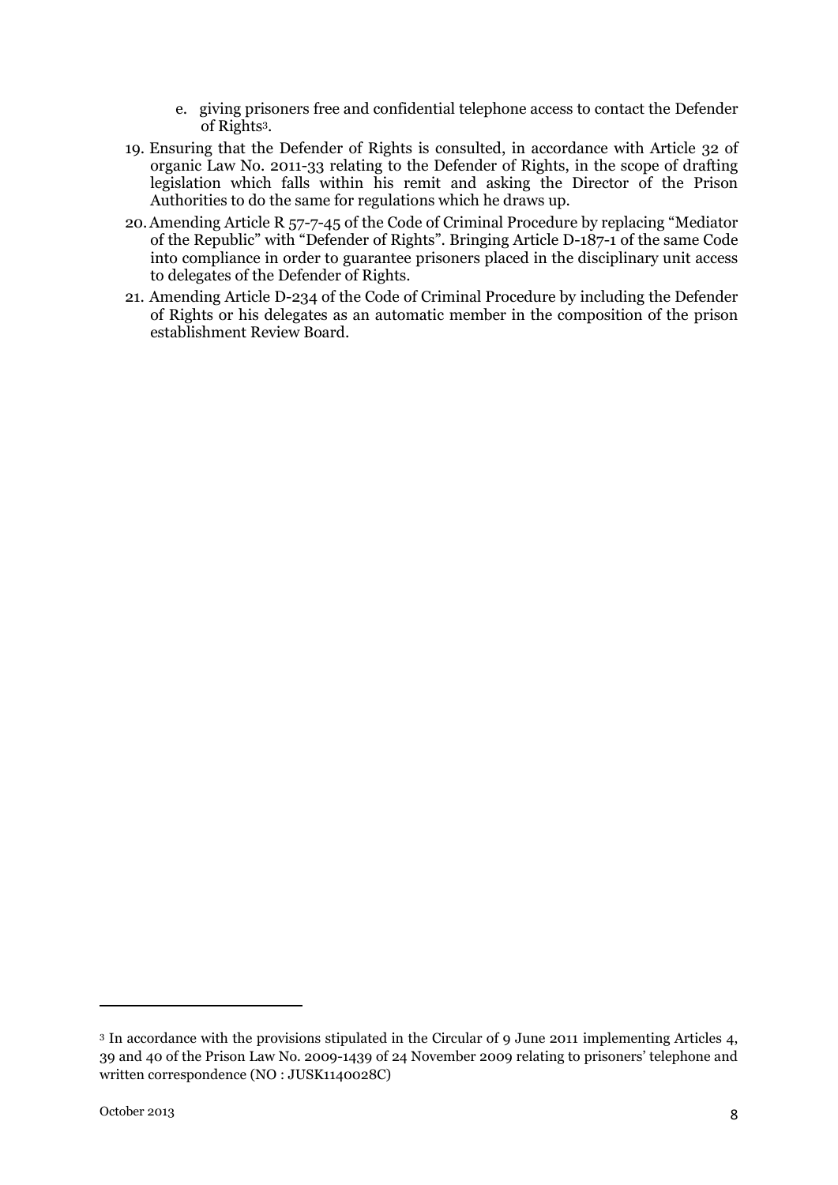e. giving prisoners free and confidential telephone access to contact the Defender of Rights[3].

19. Ensuring that the Defender of Rights is consulted, in accordance with Article 32 of organic Law No. 2011-33 relating to the Defender of Rights, in the scope of drafting legislation which falls within his remit and asking the Director of the Prison Authorities to do the same for regulations which he draws up.
20. Amending Article R 57-7-45 of the Code of Criminal Procedure by replacing "Mediator of the Republic" with "Defender of Rights". Bringing Article D-187-1 of the same Code into compliance in order to guarantee prisoners placed in the disciplinary unit access to delegates of the Defender of Rights.
21. Amending Article D-234 of the Code of Criminal Procedure by including the Defender of Rights or his delegates as an automatic member in the composition of the prison establishment Review Board.

---

[3] In accordance with the provisions stipulated in the Circular of 9 June 2011 implementing Articles 4, 39 and 40 of the Prison Law No. 2009-1439 of 24 November 2009 relating to prisoners' telephone and written correspondence (NO : JUSK1140028C)